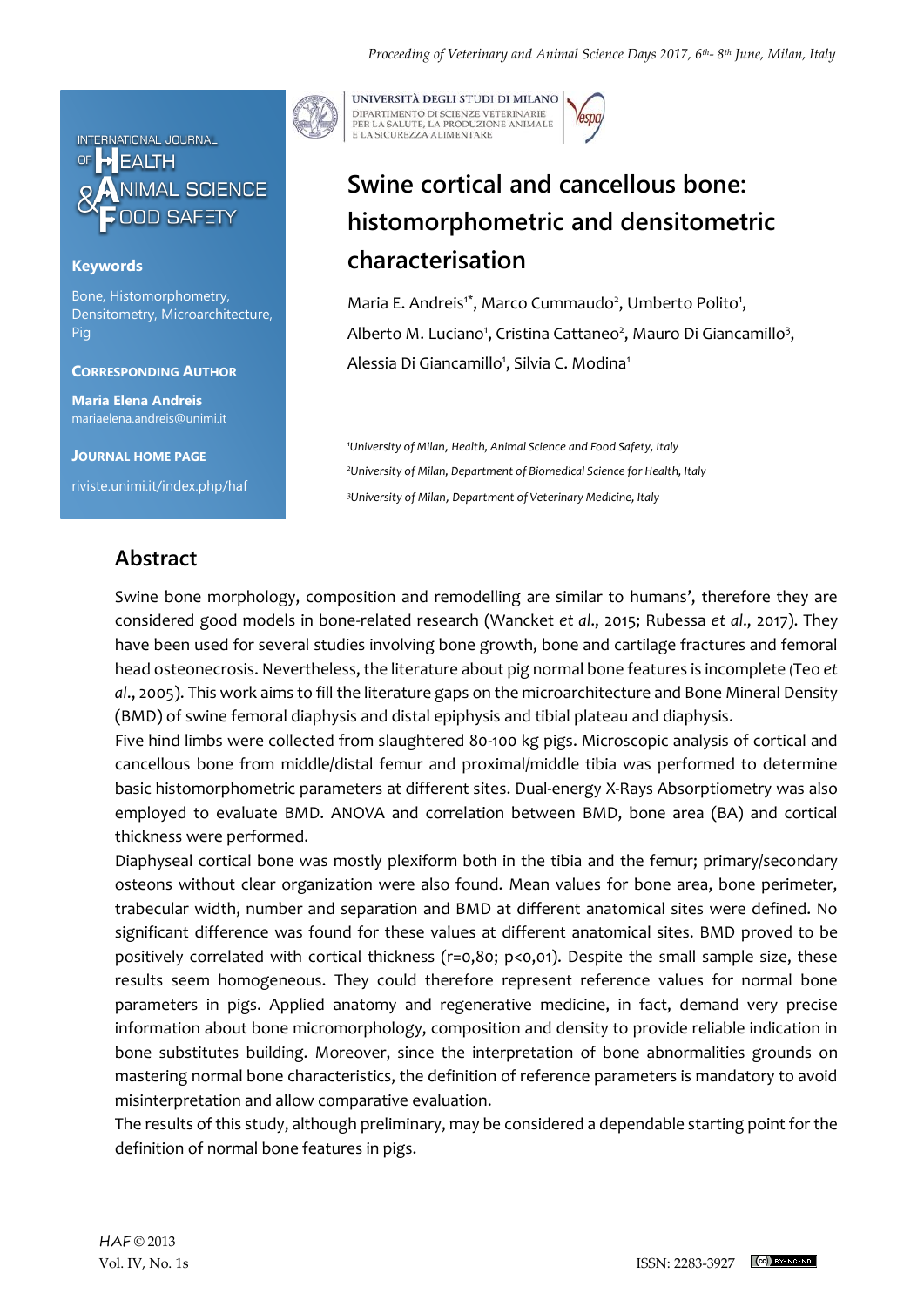INTERNATIONAL JOURNAL OF HEALTH & ANIMAL SCIENCE FOOD SAFETY

**Keywords**

Bone, Histomorphometry, Densitometry, Microarchitecture, Pig

**CORRESPONDING AUTHOR**

**Maria Elena Andreis**
mariaelena.andreis@unimi.it

**JOURNAL HOME PAGE**

riviste.unimi.it/index.php/haf

UNIVERSITÀ DEGLI STUDI DI MILANO
DIPARTIMENTO DI SCIENZE VETERINARIE PER LA SALUTE, LA PRODUZIONE ANIMALE E LA SICUREZZA ALIMENTARE

# Swine cortical and cancellous bone: histomorphometric and densitometric characterisation

Maria E. Andreis[1*], Marco Cummaudo[2], Umberto Polito[1], Alberto M. Luciano[1], Cristina Cattaneo[2], Mauro Di Giancamillo[3], Alessia Di Giancamillo[1], Silvia C. Modina[1]

[1]*University of Milan, Health, Animal Science and Food Safety, Italy*
[2]*University of Milan, Department of Biomedical Science for Health, Italy*
[3]*University of Milan, Department of Veterinary Medicine, Italy*

## Abstract

Swine bone morphology, composition and remodelling are similar to humans', therefore they are considered good models in bone-related research (Wancket *et al*., 2015; Rubessa *et al*., 2017). They have been used for several studies involving bone growth, bone and cartilage fractures and femoral head osteonecrosis. Nevertheless, the literature about pig normal bone features is incomplete (Teo *et al*., 2005). This work aims to fill the literature gaps on the microarchitecture and Bone Mineral Density (BMD) of swine femoral diaphysis and distal epiphysis and tibial plateau and diaphysis.

Five hind limbs were collected from slaughtered 80-100 kg pigs. Microscopic analysis of cortical and cancellous bone from middle/distal femur and proximal/middle tibia was performed to determine basic histomorphometric parameters at different sites. Dual-energy X-Rays Absorptiometry was also employed to evaluate BMD. ANOVA and correlation between BMD, bone area (BA) and cortical thickness were performed.

Diaphyseal cortical bone was mostly plexiform both in the tibia and the femur; primary/secondary osteons without clear organization were also found. Mean values for bone area, bone perimeter, trabecular width, number and separation and BMD at different anatomical sites were defined. No significant difference was found for these values at different anatomical sites. BMD proved to be positively correlated with cortical thickness ($r=0,80$; $p<0,01$). Despite the small sample size, these results seem homogeneous. They could therefore represent reference values for normal bone parameters in pigs. Applied anatomy and regenerative medicine, in fact, demand very precise information about bone micromorphology, composition and density to provide reliable indication in bone substitutes building. Moreover, since the interpretation of bone abnormalities grounds on mastering normal bone characteristics, the definition of reference parameters is mandatory to avoid misinterpretation and allow comparative evaluation.

The results of this study, although preliminary, may be considered a dependable starting point for the definition of normal bone features in pigs.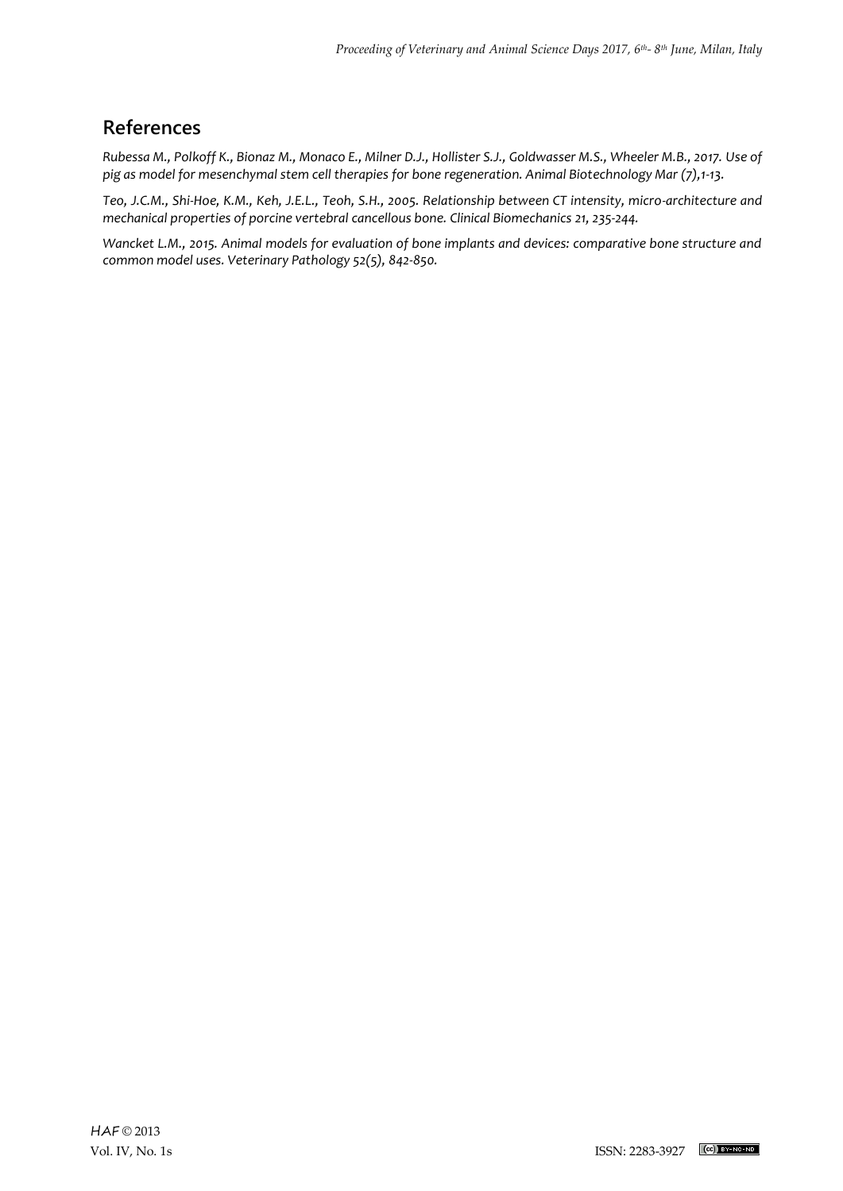## References

*Rubessa M., Polkoff K., Bionaz M., Monaco E., Milner D.J., Hollister S.J., Goldwasser M.S., Wheeler M.B., 2017. Use of pig as model for mesenchymal stem cell therapies for bone regeneration. Animal Biotechnology Mar (7),1-13.*

*Teo, J.C.M., Shi-Hoe, K.M., Keh, J.E.L., Teoh, S.H., 2005. Relationship between CT intensity, micro-architecture and mechanical properties of porcine vertebral cancellous bone. Clinical Biomechanics 21, 235-244.*

*Wancket L.M., 2015. Animal models for evaluation of bone implants and devices: comparative bone structure and common model uses. Veterinary Pathology 52(5), 842-850.*